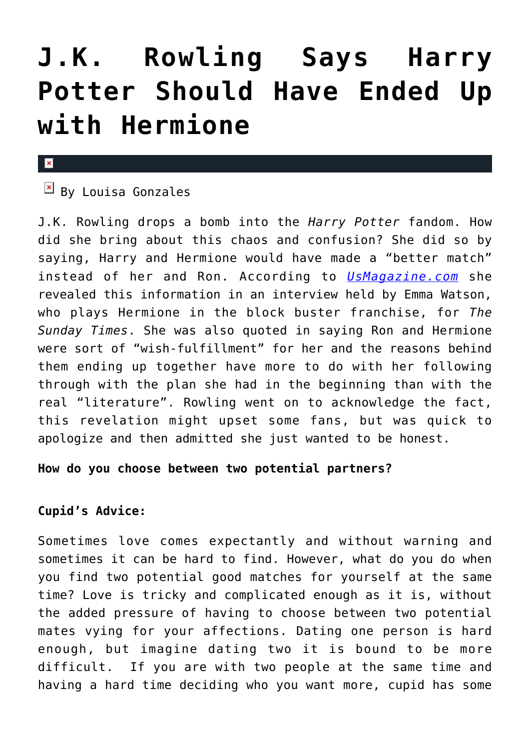# J.K. Rowling Says Harry Potter Should Have Ended Up with Hermione

By Louisa Gonzales

J.K. Rowling drops a bomb into the *Harry Potter* fandom. How did she bring about this chaos and confusion? She did so by saying, Harry and Hermione would have made a "better match" instead of her and Ron. According to [*UsMagazine.com*]() she revealed this information in an interview held by Emma Watson, who plays Hermione in the block buster franchise, for *The Sunday Times*. She was also quoted in saying Ron and Hermione were sort of "wish-fulfillment" for her and the reasons behind them ending up together have more to do with her following through with the plan she had in the beginning than with the real "literature". Rowling went on to acknowledge the fact, this revelation might upset some fans, but was quick to apologize and then admitted she just wanted to be honest.

**How do you choose between two potential partners?**

**Cupid's Advice:**

Sometimes love comes expectantly and without warning and sometimes it can be hard to find. However, what do you do when you find two potential good matches for yourself at the same time? Love is tricky and complicated enough as it is, without the added pressure of having to choose between two potential mates vying for your affections. Dating one person is hard enough, but imagine dating two it is bound to be more difficult. If you are with two people at the same time and having a hard time deciding who you want more, cupid has some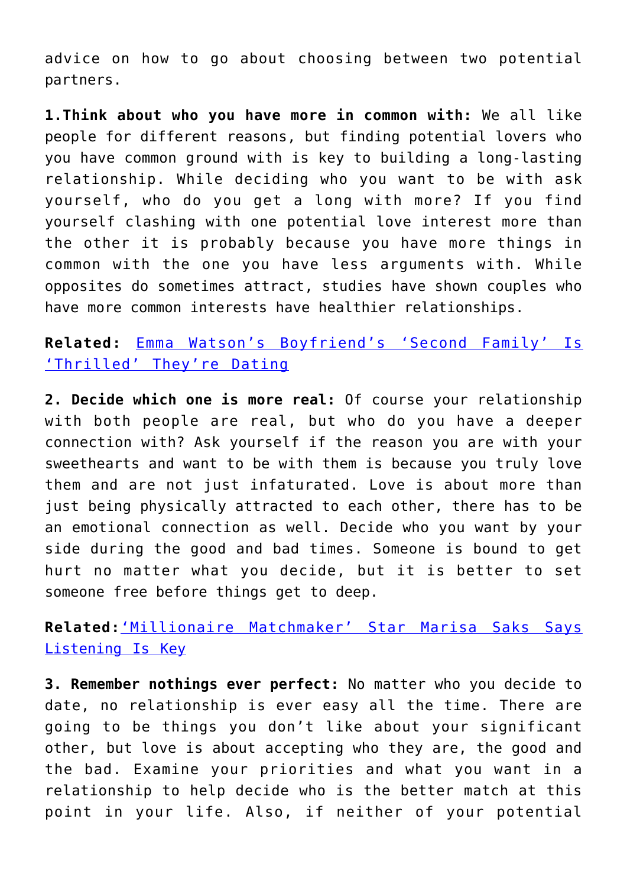advice on how to go about choosing between two potential partners.

**1.Think about who you have more in common with:** We all like people for different reasons, but finding potential lovers who you have common ground with is key to building a long-lasting relationship. While deciding who you want to be with ask yourself, who do you get a long with more? If you find yourself clashing with one potential love interest more than the other it is probably because you have more things in common with the one you have less arguments with. While opposites do sometimes attract, studies have shown couples who have more common interests have healthier relationships.

**Related:** Emma Watson's Boyfriend's 'Second Family' Is 'Thrilled' They're Dating

**2. Decide which one is more real:** Of course your relationship with both people are real, but who do you have a deeper connection with? Ask yourself if the reason you are with your sweethearts and want to be with them is because you truly love them and are not just infatuated. Love is about more than just being physically attracted to each other, there has to be an emotional connection as well. Decide who you want by your side during the good and bad times. Someone is bound to get hurt no matter what you decide, but it is better to set someone free before things get to deep.

**Related:**'Millionaire Matchmaker' Star Marisa Saks Says Listening Is Key

**3. Remember nothings ever perfect:** No matter who you decide to date, no relationship is ever easy all the time. There are going to be things you don't like about your significant other, but love is about accepting who they are, the good and the bad. Examine your priorities and what you want in a relationship to help decide who is the better match at this point in your life. Also, if neither of your potential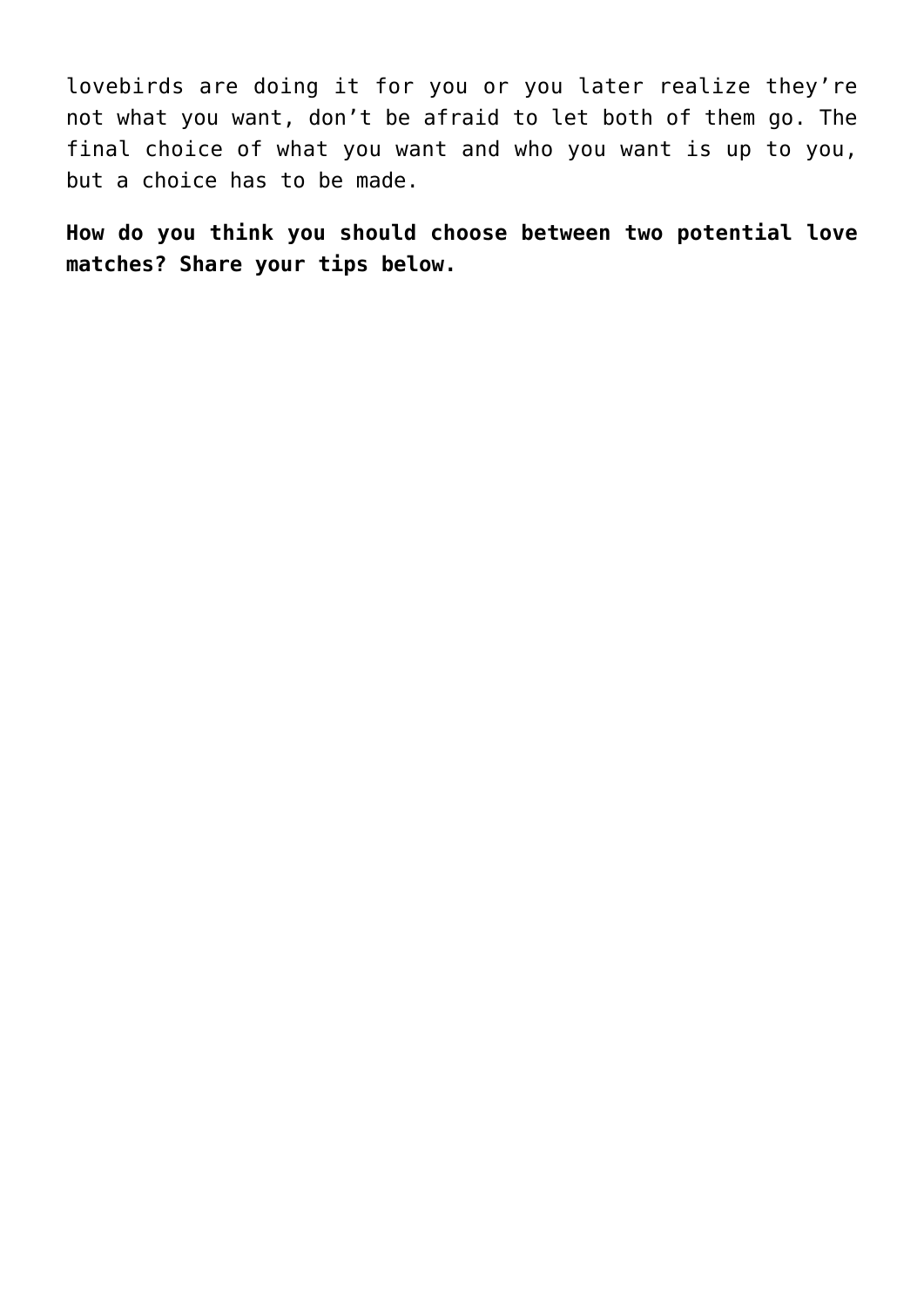lovebirds are doing it for you or you later realize they're not what you want, don't be afraid to let both of them go. The final choice of what you want and who you want is up to you, but a choice has to be made.

**How do you think you should choose between two potential love matches? Share your tips below.**